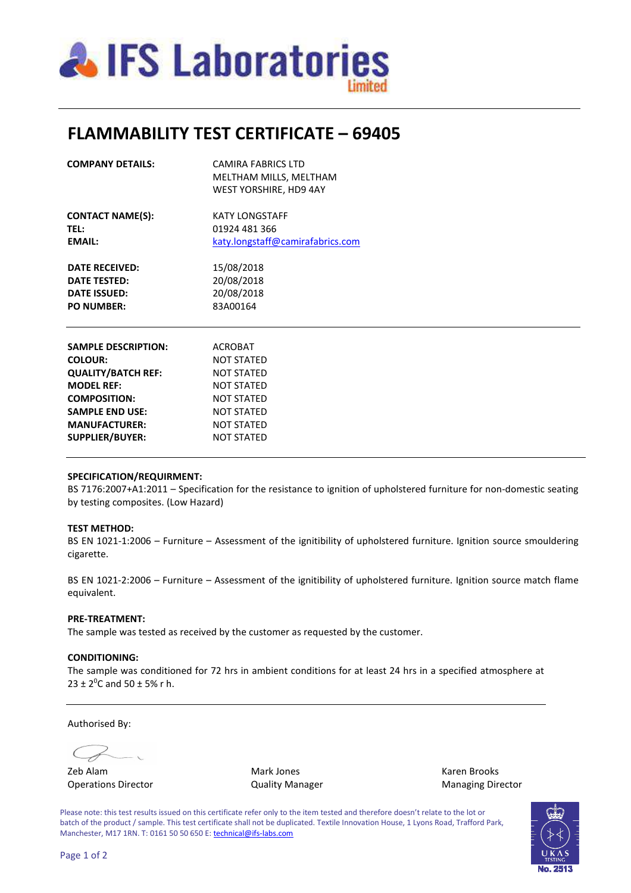**IFS Laboratories Limited**

# FLAMMABILITY TEST CERTIFICATE – 69405

| | |
|---|---|
| **COMPANY DETAILS:** | CAMIRA FABRICS LTD<br>MELTHAM MILLS, MELTHAM<br>WEST YORSHIRE, HD9 4AY |
| **CONTACT NAME(S):** | KATY LONGSTAFF |
| **TEL:** | 01924 481 366 |
| **EMAIL:** | katy.longstaff@camirafabrics.com |
| **DATE RECEIVED:** | 15/08/2018 |
| **DATE TESTED:** | 20/08/2018 |
| **DATE ISSUED:** | 20/08/2018 |
| **PO NUMBER:** | 83A00164 |

| | |
|---|---|
| **SAMPLE DESCRIPTION:** | ACROBAT |
| **COLOUR:** | NOT STATED |
| **QUALITY/BATCH REF:** | NOT STATED |
| **MODEL REF:** | NOT STATED |
| **COMPOSITION:** | NOT STATED |
| **SAMPLE END USE:** | NOT STATED |
| **MANUFACTURER:** | NOT STATED |
| **SUPPLIER/BUYER:** | NOT STATED |

**SPECIFICATION/REQUIRMENT:**
BS 7176:2007+A1:2011 – Specification for the resistance to ignition of upholstered furniture for non-domestic seating by testing composites. (Low Hazard)

**TEST METHOD:**
BS EN 1021-1:2006 – Furniture – Assessment of the ignitibility of upholstered furniture. Ignition source smouldering cigarette.

BS EN 1021-2:2006 – Furniture – Assessment of the ignitibility of upholstered furniture. Ignition source match flame equivalent.

**PRE-TREATMENT:**
The sample was tested as received by the customer as requested by the customer.

**CONDITIONING:**
The sample was conditioned for 72 hrs in ambient conditions for at least 24 hrs in a specified atmosphere at $23 \pm 2^{0}$C and 50 ± 5% r h.

Authorised By:

| | | |
|---|---|---|
| Zeb Alam<br>Operations Director | Mark Jones<br>Quality Manager | Karen Brooks<br>Managing Director |

Please note: this test results issued on this certificate refer only to the item tested and therefore doesn't relate to the lot or batch of the product / sample. This test certificate shall not be duplicated. Textile Innovation House, 1 Lyons Road, Trafford Park, Manchester, M17 1RN. T: 0161 50 50 650 E: technical@ifs-labs.com

UKAS TESTING No. 2513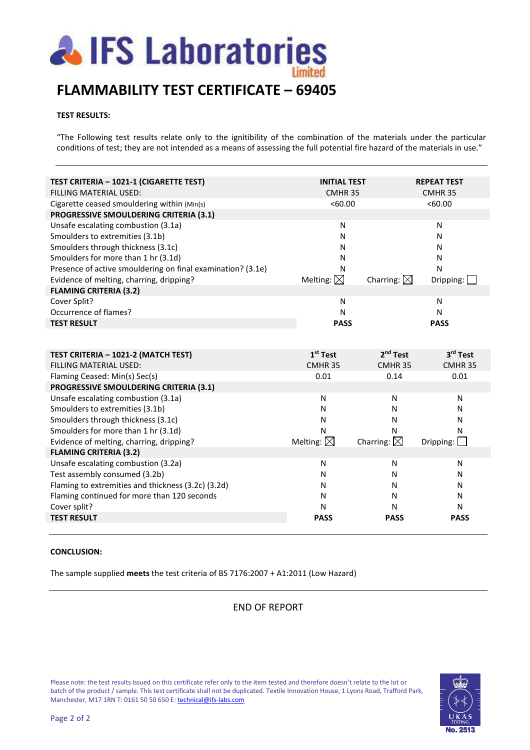# IFS Laboratories Limited

## FLAMMABILITY TEST CERTIFICATE – 69405

**TEST RESULTS:**

"The Following test results relate only to the ignitibility of the combination of the materials under the particular conditions of test; they are not intended as a means of assessing the full potential fire hazard of the materials in use."

| **TEST CRITERIA – 1021-1 (CIGARETTE TEST)** | **INITIAL TEST** | | **REPEAT TEST** |
|---|---|---|---|
| FILLING MATERIAL USED: | CMHR 35 | | CMHR 35 |
| Cigarette ceased smouldering within (Min(s) | <60.00 | | <60.00 |
| **PROGRESSIVE SMOULDERING CRITERIA (3.1)** | | | |
| Unsafe escalating combustion (3.1a) | N | | N |
| Smoulders to extremities (3.1b) | N | | N |
| Smoulders through thickness (3.1c) | N | | N |
| Smoulders for more than 1 hr (3.1d) | N | | N |
| Presence of active smouldering on final examination? (3.1e) | N | | N |
| Evidence of melting, charring, dripping? | Melting: ☒ | Charring: ☒ | Dripping: ☐ |
| **FLAMING CRITERIA (3.2)** | | | |
| Cover Split? | N | | N |
| Occurrence of flames? | N | | N |
| **TEST RESULT** | **PASS** | | **PASS** |

| **TEST CRITERIA – 1021-2 (MATCH TEST)** | **1st Test** | **2nd Test** | **3rd Test** |
|---|---|---|---|
| FILLING MATERIAL USED: | CMHR 35 | CMHR 35 | CMHR 35 |
| Flaming Ceased: Min(s) Sec(s) | 0.01 | 0.14 | 0.01 |
| **PROGRESSIVE SMOULDERING CRITERIA (3.1)** | | | |
| Unsafe escalating combustion (3.1a) | N | N | N |
| Smoulders to extremities (3.1b) | N | N | N |
| Smoulders through thickness (3.1c) | N | N | N |
| Smoulders for more than 1 hr (3.1d) | N | N | N |
| Evidence of melting, charring, dripping? | Melting: ☒ | Charring: ☒ | Dripping: ☐ |
| **FLAMING CRITERIA (3.2)** | | | |
| Unsafe escalating combustion (3.2a) | N | N | N |
| Test assembly consumed (3.2b) | N | N | N |
| Flaming to extremities and thickness (3.2c) (3.2d) | N | N | N |
| Flaming continued for more than 120 seconds | N | N | N |
| Cover split? | N | N | N |
| **TEST RESULT** | **PASS** | **PASS** | **PASS** |

**CONCLUSION:**

The sample supplied **meets** the test criteria of BS 7176:2007 + A1:2011 (Low Hazard)

END OF REPORT

Please note: the test results issued on this certificate refer only to the item tested and therefore doesn't relate to the lot or batch of the product / sample. This test certificate shall not be duplicated. Textile Innovation House, 1 Lyons Road, Trafford Park, Manchester, M17 1RN T: 0161 50 50 650 E: technical@ifs-labs.com

UKAS TESTING No. 2513